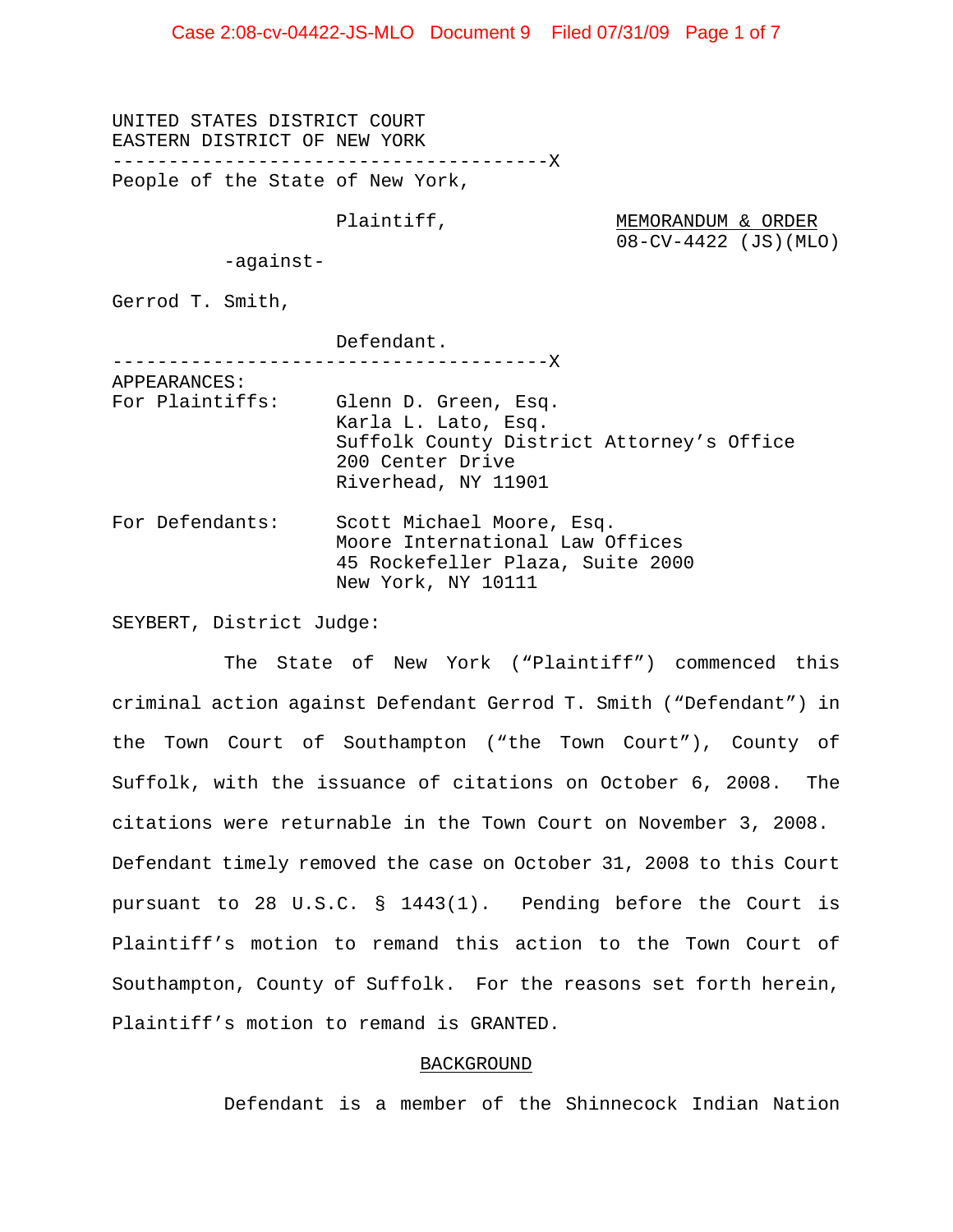UNITED STATES DISTRICT COURT
EASTERN DISTRICT OF NEW YORK

---------------------------------------X

People of the State of New York,

Plaintiff,

**MEMORANDUM & ORDER**
08-CV-4422 (JS)(MLO)

-against-

Gerrod T. Smith,

Defendant.

---------------------------------------X

APPEARANCES:

For Plaintiffs: Glenn D. Green, Esq.
Karla L. Lato, Esq.
Suffolk County District Attorney's Office
200 Center Drive
Riverhead, NY 11901

For Defendants: Scott Michael Moore, Esq.
Moore International Law Offices
45 Rockefeller Plaza, Suite 2000
New York, NY 10111

SEYBERT, District Judge:

The State of New York ("Plaintiff") commenced this criminal action against Defendant Gerrod T. Smith ("Defendant") in the Town Court of Southampton ("the Town Court"), County of Suffolk, with the issuance of citations on October 6, 2008. The citations were returnable in the Town Court on November 3, 2008. Defendant timely removed the case on October 31, 2008 to this Court pursuant to 28 U.S.C. § 1443(1). Pending before the Court is Plaintiff's motion to remand this action to the Town Court of Southampton, County of Suffolk. For the reasons set forth herein, Plaintiff's motion to remand is GRANTED.

## BACKGROUND

Defendant is a member of the Shinnecock Indian Nation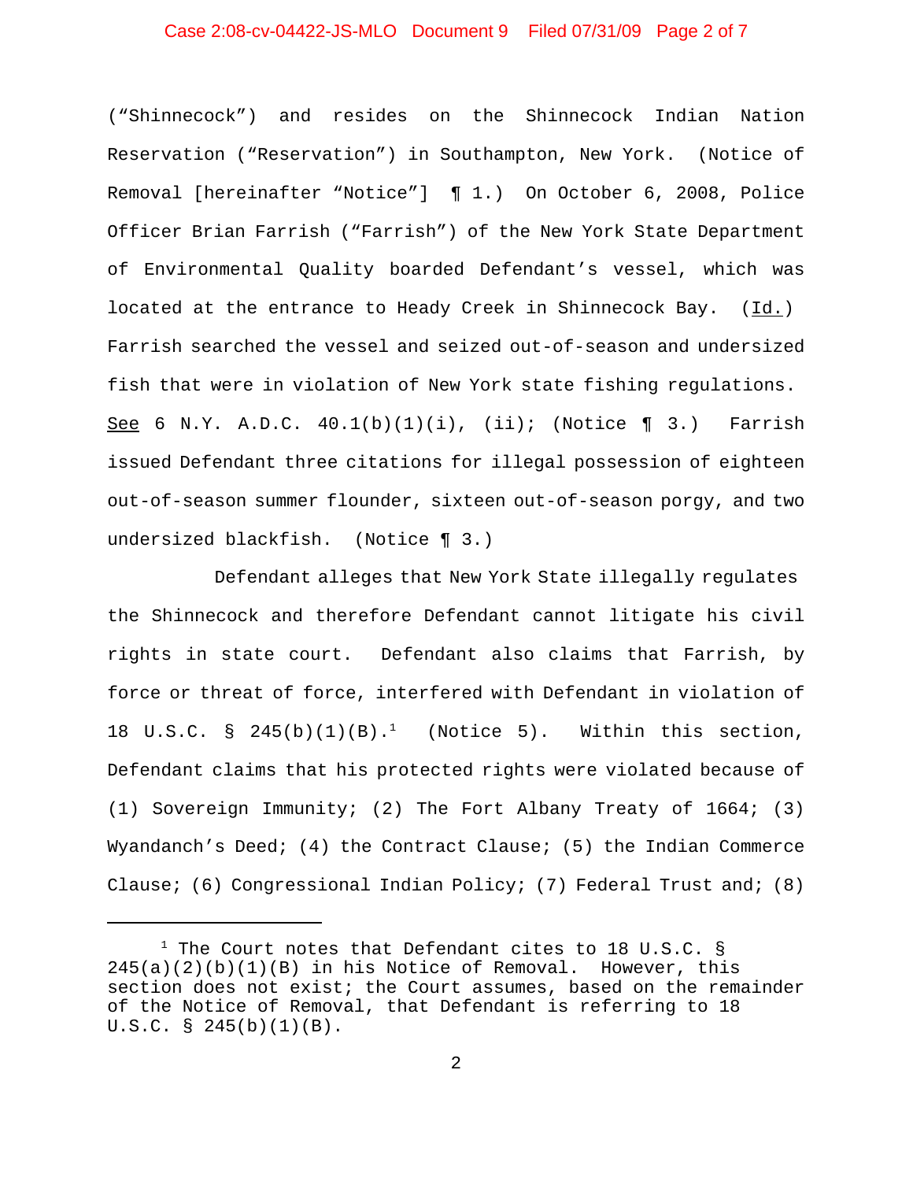("Shinnecock") and resides on the Shinnecock Indian Nation Reservation ("Reservation") in Southampton, New York. (Notice of Removal [hereinafter "Notice"] ¶ 1.) On October 6, 2008, Police Officer Brian Farrish ("Farrish") of the New York State Department of Environmental Quality boarded Defendant's vessel, which was located at the entrance to Heady Creek in Shinnecock Bay. (Id.) Farrish searched the vessel and seized out-of-season and undersized fish that were in violation of New York state fishing regulations. See 6 N.Y. A.D.C. 40.1(b)(1)(i), (ii); (Notice ¶ 3.) Farrish issued Defendant three citations for illegal possession of eighteen out-of-season summer flounder, sixteen out-of-season porgy, and two undersized blackfish. (Notice ¶ 3.)

Defendant alleges that New York State illegally regulates the Shinnecock and therefore Defendant cannot litigate his civil rights in state court. Defendant also claims that Farrish, by force or threat of force, interfered with Defendant in violation of 18 U.S.C. § 245(b)(1)(B).[1] (Notice 5). Within this section, Defendant claims that his protected rights were violated because of (1) Sovereign Immunity; (2) The Fort Albany Treaty of 1664; (3) Wyandanch's Deed; (4) the Contract Clause; (5) the Indian Commerce Clause; (6) Congressional Indian Policy; (7) Federal Trust and; (8)

---

[1] The Court notes that Defendant cites to 18 U.S.C. § 245(a)(2)(b)(1)(B) in his Notice of Removal. However, this section does not exist; the Court assumes, based on the remainder of the Notice of Removal, that Defendant is referring to 18 U.S.C. § 245(b)(1)(B).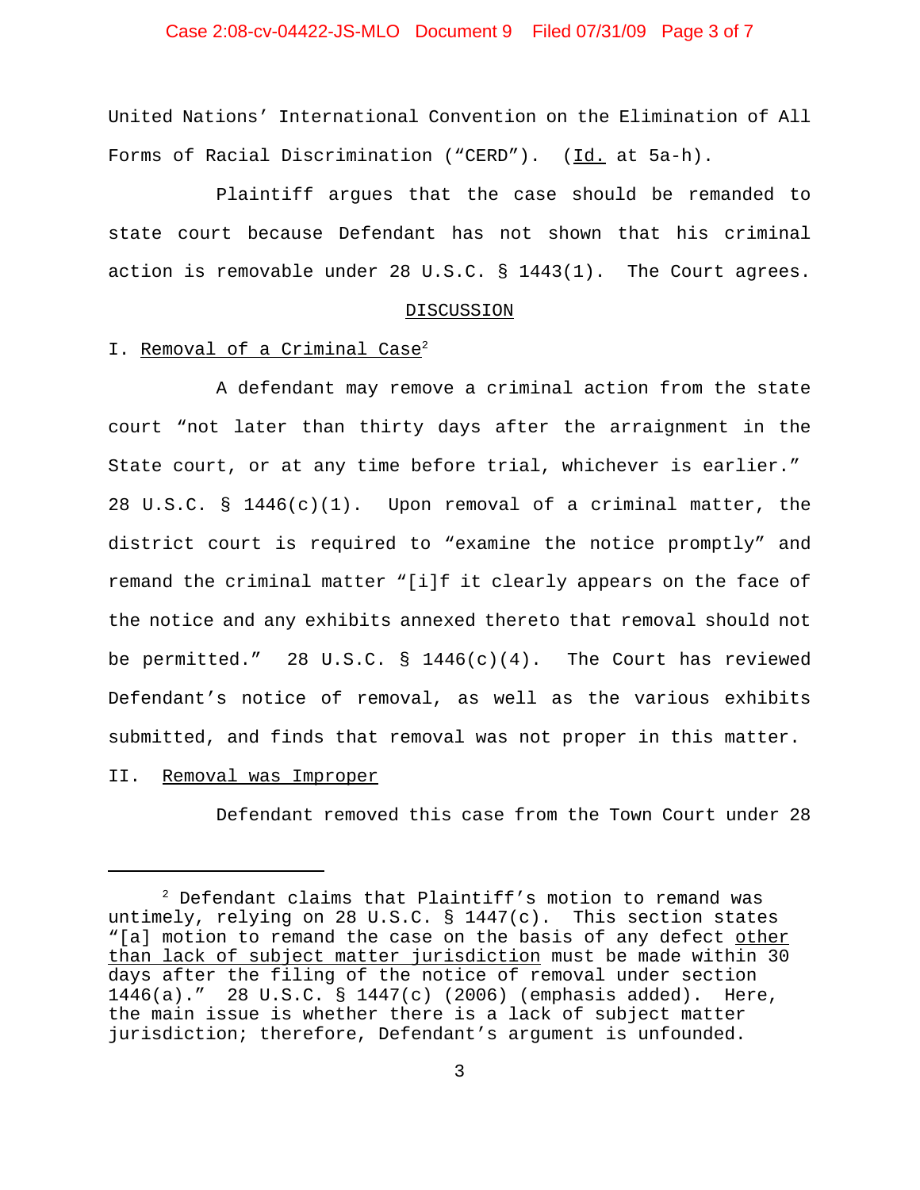United Nations' International Convention on the Elimination of All Forms of Racial Discrimination ("CERD"). (Id. at 5a-h).

Plaintiff argues that the case should be remanded to state court because Defendant has not shown that his criminal action is removable under 28 U.S.C. § 1443(1). The Court agrees.

## DISCUSSION

### I. Removal of a Criminal Case[2]

A defendant may remove a criminal action from the state court "not later than thirty days after the arraignment in the State court, or at any time before trial, whichever is earlier." 28 U.S.C. § 1446(c)(1). Upon removal of a criminal matter, the district court is required to "examine the notice promptly" and remand the criminal matter "[i]f it clearly appears on the face of the notice and any exhibits annexed thereto that removal should not be permitted." 28 U.S.C. § 1446(c)(4). The Court has reviewed Defendant's notice of removal, as well as the various exhibits submitted, and finds that removal was not proper in this matter.

### II. Removal was Improper

Defendant removed this case from the Town Court under 28

---

[2] Defendant claims that Plaintiff's motion to remand was untimely, relying on 28 U.S.C. § 1447(c). This section states "[a] motion to remand the case on the basis of any defect other than lack of subject matter jurisdiction must be made within 30 days after the filing of the notice of removal under section 1446(a)." 28 U.S.C. § 1447(c) (2006) (emphasis added). Here, the main issue is whether there is a lack of subject matter jurisdiction; therefore, Defendant's argument is unfounded.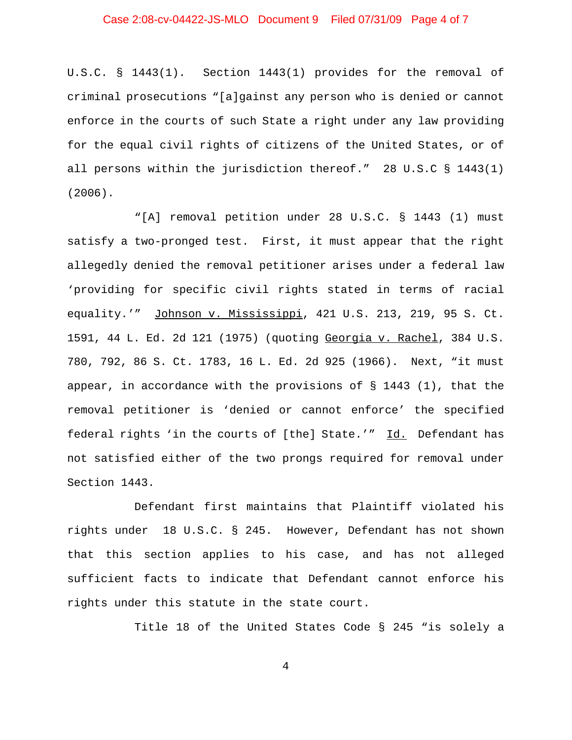U.S.C. § 1443(1). Section 1443(1) provides for the removal of criminal prosecutions "[a]gainst any person who is denied or cannot enforce in the courts of such State a right under any law providing for the equal civil rights of citizens of the United States, or of all persons within the jurisdiction thereof." 28 U.S.C § 1443(1) (2006).

"[A] removal petition under 28 U.S.C. § 1443 (1) must satisfy a two-pronged test. First, it must appear that the right allegedly denied the removal petitioner arises under a federal law 'providing for specific civil rights stated in terms of racial equality.'" Johnson v. Mississippi, 421 U.S. 213, 219, 95 S. Ct. 1591, 44 L. Ed. 2d 121 (1975) (quoting Georgia v. Rachel, 384 U.S. 780, 792, 86 S. Ct. 1783, 16 L. Ed. 2d 925 (1966). Next, "it must appear, in accordance with the provisions of § 1443 (1), that the removal petitioner is 'denied or cannot enforce' the specified federal rights 'in the courts of [the] State.'" Id. Defendant has not satisfied either of the two prongs required for removal under Section 1443.

Defendant first maintains that Plaintiff violated his rights under 18 U.S.C. § 245. However, Defendant has not shown that this section applies to his case, and has not alleged sufficient facts to indicate that Defendant cannot enforce his rights under this statute in the state court.

Title 18 of the United States Code § 245 "is solely a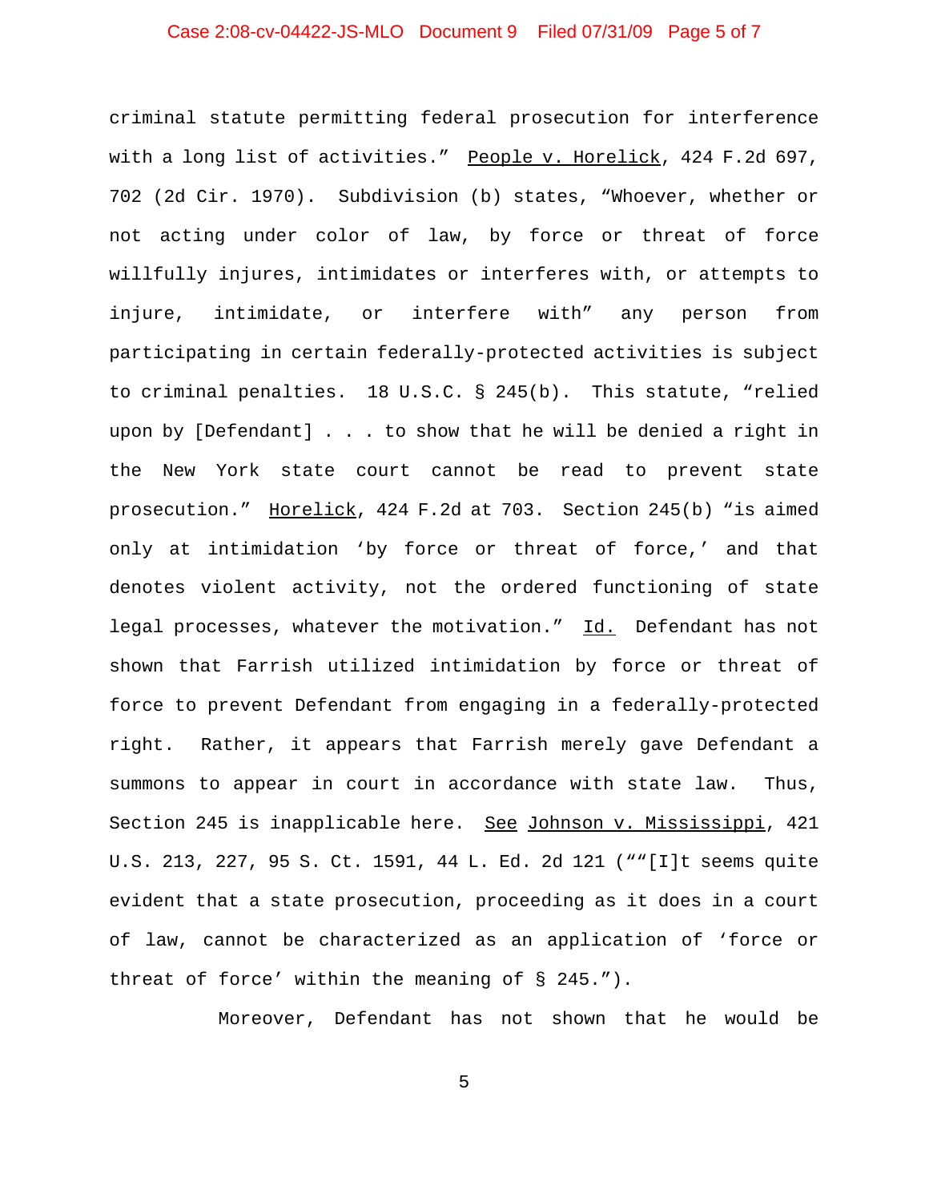criminal statute permitting federal prosecution for interference with a long list of activities." People v. Horelick, 424 F.2d 697, 702 (2d Cir. 1970). Subdivision (b) states, "Whoever, whether or not acting under color of law, by force or threat of force willfully injures, intimidates or interferes with, or attempts to injure, intimidate, or interfere with" any person from participating in certain federally-protected activities is subject to criminal penalties. 18 U.S.C. § 245(b). This statute, "relied upon by [Defendant] . . . to show that he will be denied a right in the New York state court cannot be read to prevent state prosecution." Horelick, 424 F.2d at 703. Section 245(b) "is aimed only at intimidation 'by force or threat of force,' and that denotes violent activity, not the ordered functioning of state legal processes, whatever the motivation." Id. Defendant has not shown that Farrish utilized intimidation by force or threat of force to prevent Defendant from engaging in a federally-protected right. Rather, it appears that Farrish merely gave Defendant a summons to appear in court in accordance with state law. Thus, Section 245 is inapplicable here. See Johnson v. Mississippi, 421 U.S. 213, 227, 95 S. Ct. 1591, 44 L. Ed. 2d 121 (""[I]t seems quite evident that a state prosecution, proceeding as it does in a court of law, cannot be characterized as an application of 'force or threat of force' within the meaning of § 245.").

Moreover, Defendant has not shown that he would be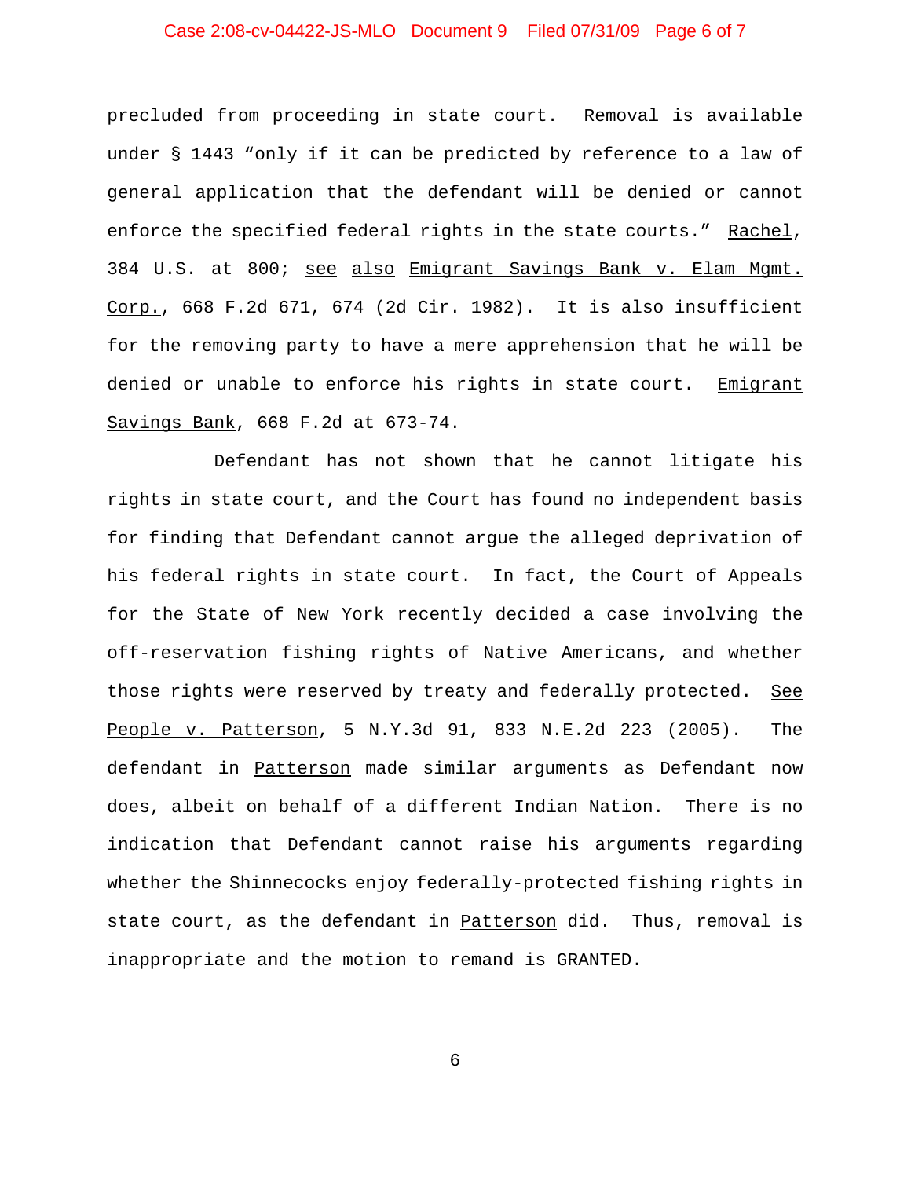precluded from proceeding in state court. Removal is available under § 1443 "only if it can be predicted by reference to a law of general application that the defendant will be denied or cannot enforce the specified federal rights in the state courts." Rachel, 384 U.S. at 800; see also Emigrant Savings Bank v. Elam Mgmt. Corp., 668 F.2d 671, 674 (2d Cir. 1982). It is also insufficient for the removing party to have a mere apprehension that he will be denied or unable to enforce his rights in state court. Emigrant Savings Bank, 668 F.2d at 673-74.

Defendant has not shown that he cannot litigate his rights in state court, and the Court has found no independent basis for finding that Defendant cannot argue the alleged deprivation of his federal rights in state court. In fact, the Court of Appeals for the State of New York recently decided a case involving the off-reservation fishing rights of Native Americans, and whether those rights were reserved by treaty and federally protected. See People v. Patterson, 5 N.Y.3d 91, 833 N.E.2d 223 (2005). The defendant in Patterson made similar arguments as Defendant now does, albeit on behalf of a different Indian Nation. There is no indication that Defendant cannot raise his arguments regarding whether the Shinnecocks enjoy federally-protected fishing rights in state court, as the defendant in Patterson did. Thus, removal is inappropriate and the motion to remand is GRANTED.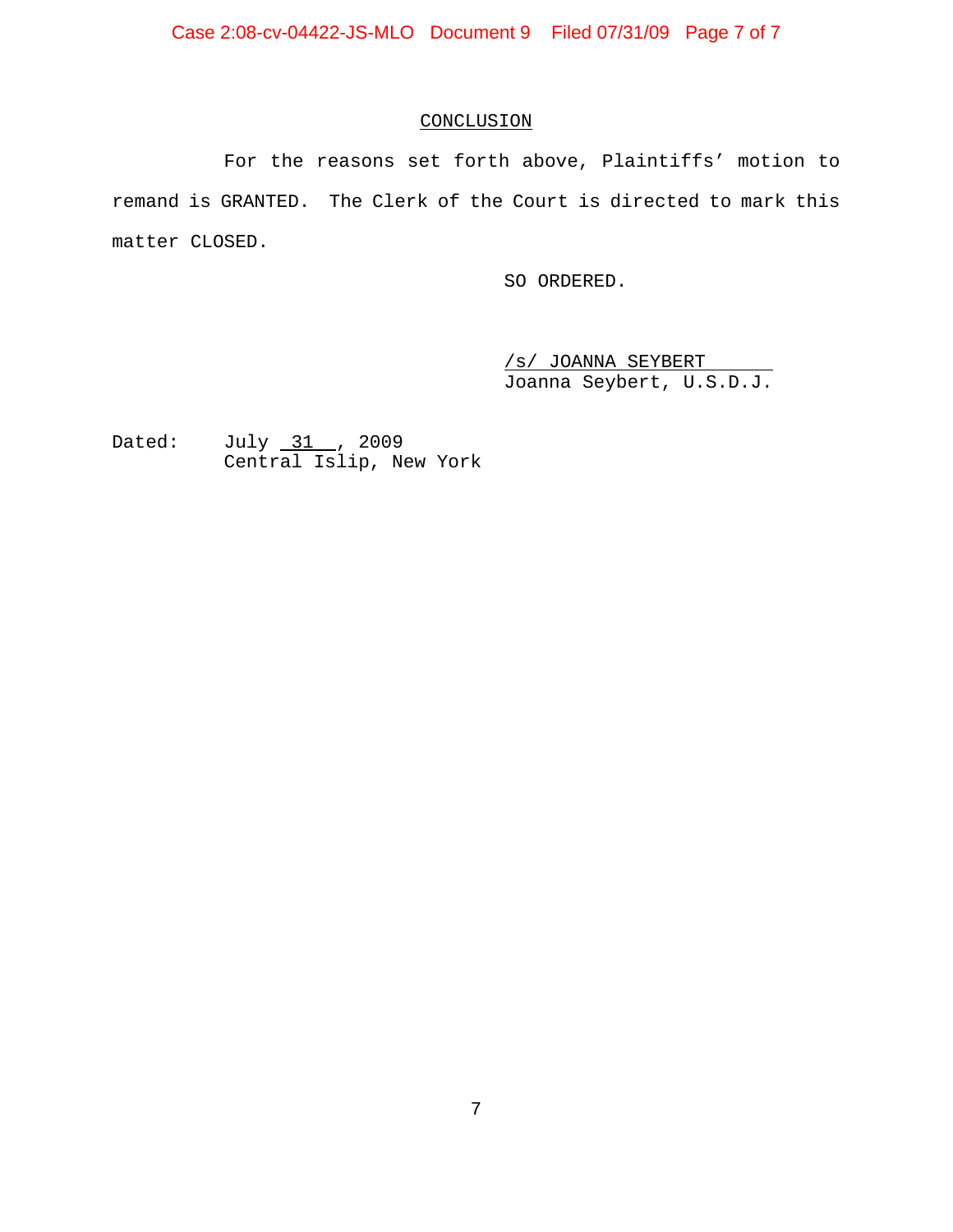## CONCLUSION

For the reasons set forth above, Plaintiffs' motion to remand is GRANTED. The Clerk of the Court is directed to mark this matter CLOSED.

SO ORDERED.

/s/ JOANNA SEYBERT
Joanna Seybert, U.S.D.J.

Dated: July 31, 2009
Central Islip, New York